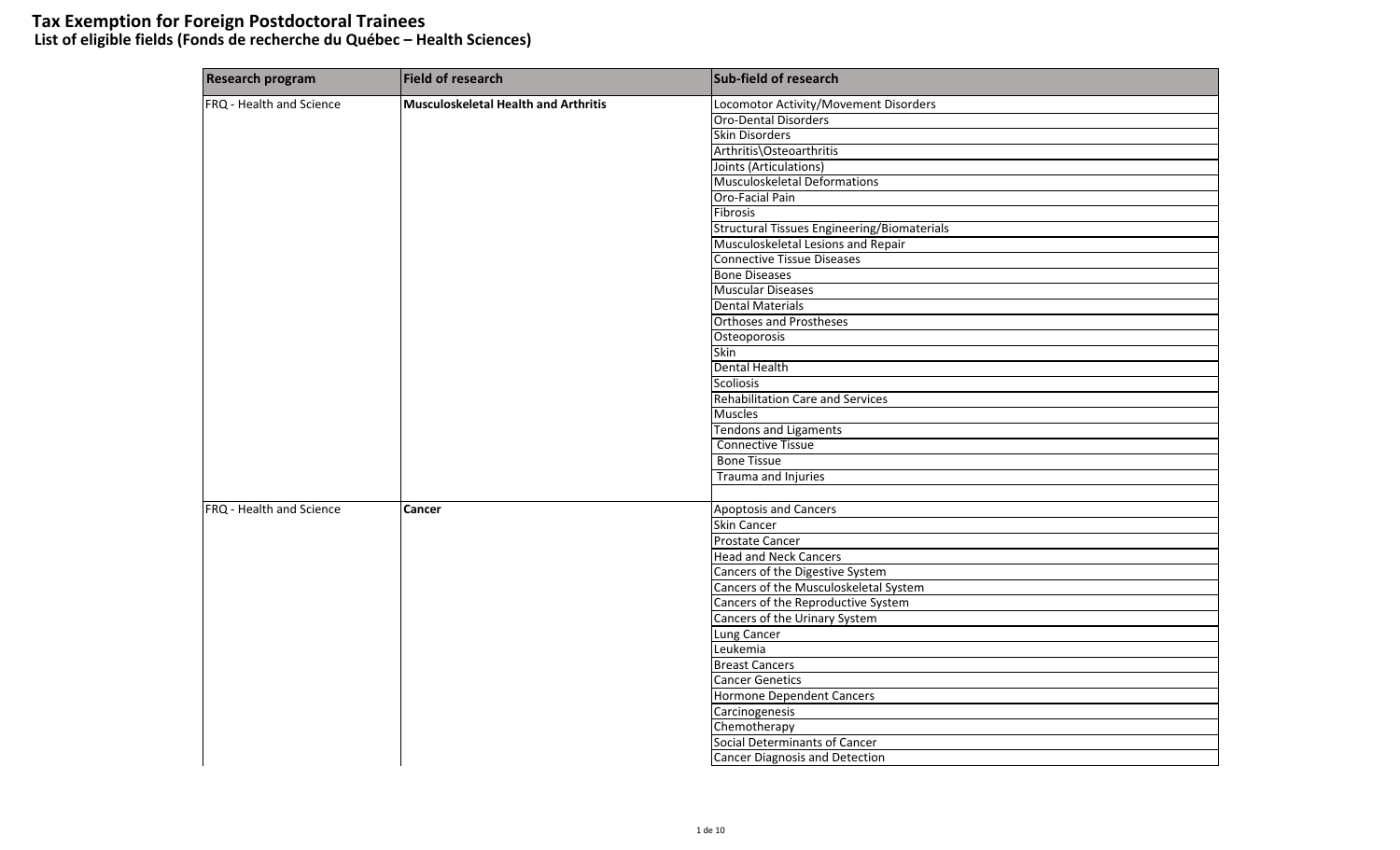# Tax Exemption for Foreign Postdoctoral Trainees

## List of eligible fields (Fonds de recherche du Québec – Health Sciences)

| Research program | Field of research | Sub-field of research |
|---|---|---|
| FRQ - Health and Science | **Musculoskeletal Health and Arthritis** | Locomotor Activity/Movement Disorders |
| | | Oro-Dental Disorders |
| | | Skin Disorders |
| | | Arthritis\Osteoarthritis |
| | | Joints (Articulations) |
| | | Musculoskeletal Deformations |
| | | Oro-Facial Pain |
| | | Fibrosis |
| | | Structural Tissues Engineering/Biomaterials |
| | | Musculoskeletal Lesions and Repair |
| | | Connective Tissue Diseases |
| | | Bone Diseases |
| | | Muscular Diseases |
| | | Dental Materials |
| | | Orthoses and Prostheses |
| | | Osteoporosis |
| | | Skin |
| | | Dental Health |
| | | Scoliosis |
| | | Rehabilitation Care and Services |
| | | Muscles |
| | | Tendons and Ligaments |
| | | Connective Tissue |
| | | Bone Tissue |
| | | Trauma and Injuries |
| | | |
| FRQ - Health and Science | **Cancer** | Apoptosis and Cancers |
| | | Skin Cancer |
| | | Prostate Cancer |
| | | Head and Neck Cancers |
| | | Cancers of the Digestive System |
| | | Cancers of the Musculoskeletal System |
| | | Cancers of the Reproductive System |
| | | Cancers of the Urinary System |
| | | Lung Cancer |
| | | Leukemia |
| | | Breast Cancers |
| | | Cancer Genetics |
| | | Hormone Dependent Cancers |
| | | Carcinogenesis |
| | | Chemotherapy |
| | | Social Determinants of Cancer |
| | | Cancer Diagnosis and Detection |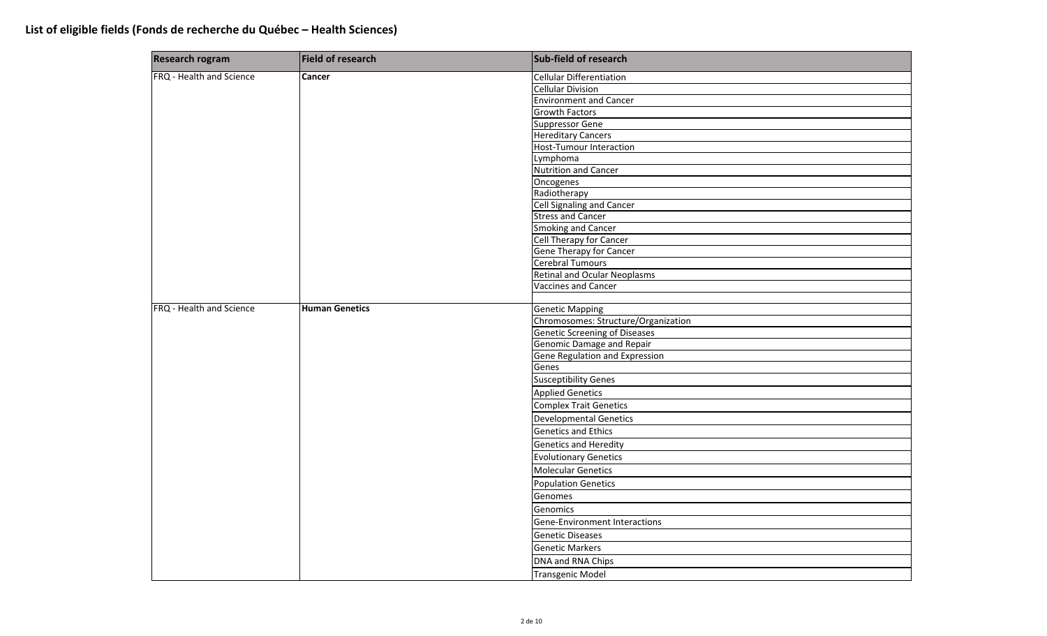# List of eligible fields (Fonds de recherche du Québec – Health Sciences)

| Research rogram | Field of research | Sub-field of research |
| --- | --- | --- |
| FRQ - Health and Science | **Cancer** | Cellular Differentiation |
| | | Cellular Division |
| | | Environment and Cancer |
| | | Growth Factors |
| | | Suppressor Gene |
| | | Hereditary Cancers |
| | | Host-Tumour Interaction |
| | | Lymphoma |
| | | Nutrition and Cancer |
| | | Oncogenes |
| | | Radiotherapy |
| | | Cell Signaling and Cancer |
| | | Stress and Cancer |
| | | Smoking and Cancer |
| | | Cell Therapy for Cancer |
| | | Gene Therapy for Cancer |
| | | Cerebral Tumours |
| | | Retinal and Ocular Neoplasms |
| | | Vaccines and Cancer |
| | | |
| FRQ - Health and Science | **Human Genetics** | Genetic Mapping |
| | | Chromosomes: Structure/Organization |
| | | Genetic Screening of Diseases |
| | | Genomic Damage and Repair |
| | | Gene Regulation and Expression |
| | | Genes |
| | | Susceptibility Genes |
| | | Applied Genetics |
| | | Complex Trait Genetics |
| | | Developmental Genetics |
| | | Genetics and Ethics |
| | | Genetics and Heredity |
| | | Evolutionary Genetics |
| | | Molecular Genetics |
| | | Population Genetics |
| | | Genomes |
| | | Genomics |
| | | Gene-Environment Interactions |
| | | Genetic Diseases |
| | | Genetic Markers |
| | | DNA and RNA Chips |
| | | Transgenic Model |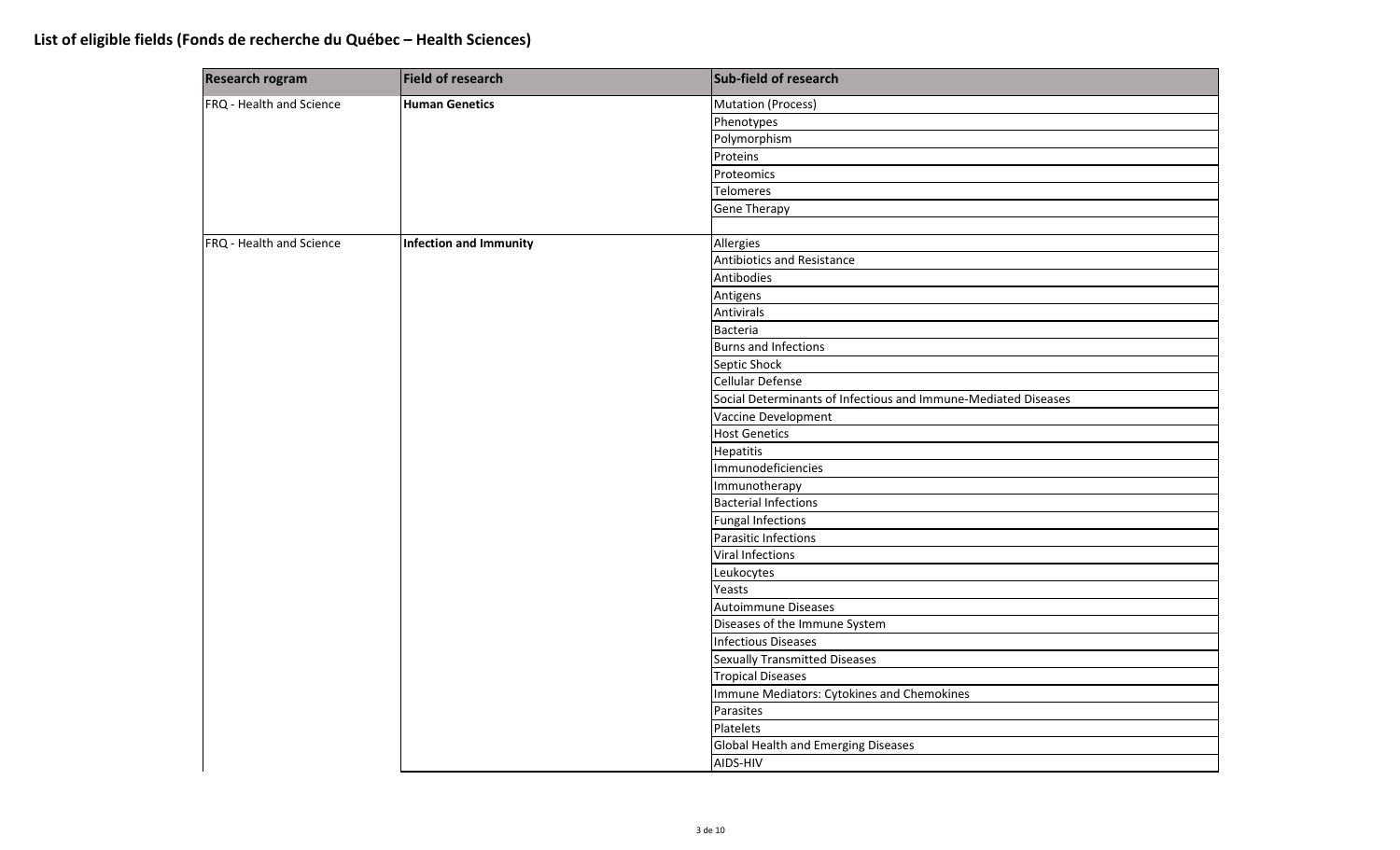## List of eligible fields (Fonds de recherche du Québec – Health Sciences)

| Research rogram | Field of research | Sub-field of research |
|---|---|---|
| FRQ - Health and Science | **Human Genetics** | Mutation (Process) |
| | | Phenotypes |
| | | Polymorphism |
| | | Proteins |
| | | Proteomics |
| | | Telomeres |
| | | Gene Therapy |
| | | |
| FRQ - Health and Science | **Infection and Immunity** | Allergies |
| | | Antibiotics and Resistance |
| | | Antibodies |
| | | Antigens |
| | | Antivirals |
| | | Bacteria |
| | | Burns and Infections |
| | | Septic Shock |
| | | Cellular Defense |
| | | Social Determinants of Infectious and Immune-Mediated Diseases |
| | | Vaccine Development |
| | | Host Genetics |
| | | Hepatitis |
| | | Immunodeficiencies |
| | | Immunotherapy |
| | | Bacterial Infections |
| | | Fungal Infections |
| | | Parasitic Infections |
| | | Viral Infections |
| | | Leukocytes |
| | | Yeasts |
| | | Autoimmune Diseases |
| | | Diseases of the Immune System |
| | | Infectious Diseases |
| | | Sexually Transmitted Diseases |
| | | Tropical Diseases |
| | | Immune Mediators: Cytokines and Chemokines |
| | | Parasites |
| | | Platelets |
| | | Global Health and Emerging Diseases |
| | | AIDS-HIV |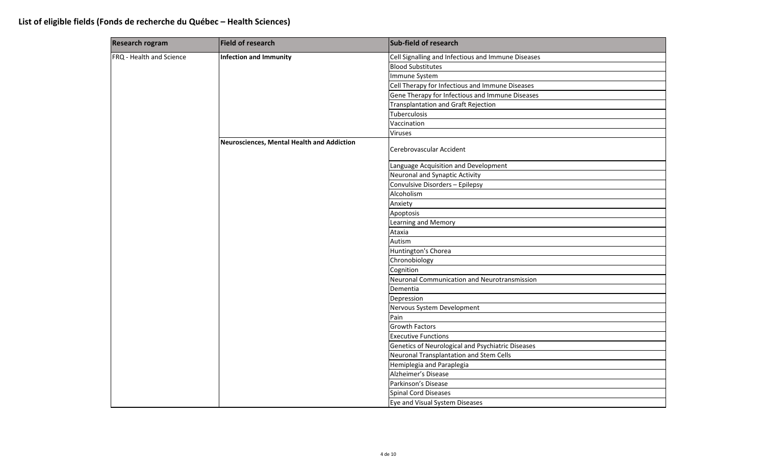**List of eligible fields (Fonds de recherche du Québec – Health Sciences)**

| Research rogram | Field of research | Sub-field of research |
| --- | --- | --- |
| FRQ - Health and Science | **Infection and Immunity** | Cell Signalling and Infectious and Immune Diseases |
| | | Blood Substitutes |
| | | Immune System |
| | | Cell Therapy for Infectious and Immune Diseases |
| | | Gene Therapy for Infectious and Immune Diseases |
| | | Transplantation and Graft Rejection |
| | | Tuberculosis |
| | | Vaccination |
| | | Viruses |
| | **Neurosciences, Mental Health and Addiction** | Cerebrovascular Accident |
| | | Language Acquisition and Development |
| | | Neuronal and Synaptic Activity |
| | | Convulsive Disorders – Epilepsy |
| | | Alcoholism |
| | | Anxiety |
| | | Apoptosis |
| | | Learning and Memory |
| | | Ataxia |
| | | Autism |
| | | Huntington's Chorea |
| | | Chronobiology |
| | | Cognition |
| | | Neuronal Communication and Neurotransmission |
| | | Dementia |
| | | Depression |
| | | Nervous System Development |
| | | Pain |
| | | Growth Factors |
| | | Executive Functions |
| | | Genetics of Neurological and Psychiatric Diseases |
| | | Neuronal Transplantation and Stem Cells |
| | | Hemiplegia and Paraplegia |
| | | Alzheimer's Disease |
| | | Parkinson's Disease |
| | | Spinal Cord Diseases |
| | | Eye and Visual System Diseases |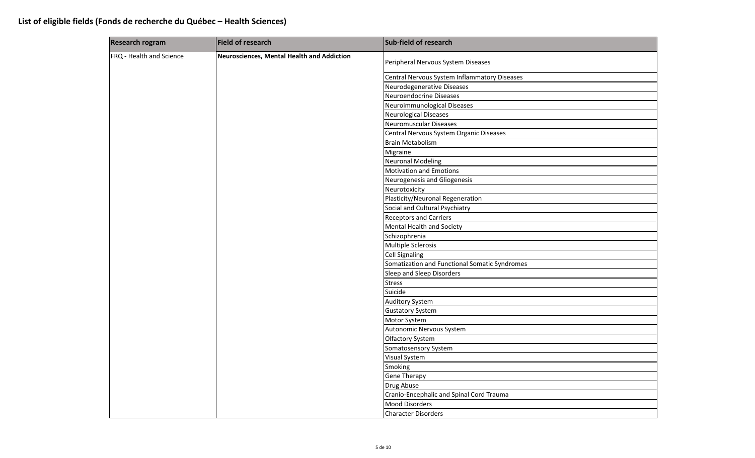**List of eligible fields (Fonds de recherche du Québec – Health Sciences)**

| Research rogram | Field of research | Sub-field of research |
|---|---|---|
| FRQ - Health and Science | **Neurosciences, Mental Health and Addiction** | Peripheral Nervous System Diseases |
| | | Central Nervous System Inflammatory Diseases |
| | | Neurodegenerative Diseases |
| | | Neuroendocrine Diseases |
| | | Neuroimmunological Diseases |
| | | Neurological Diseases |
| | | Neuromuscular Diseases |
| | | Central Nervous System Organic Diseases |
| | | Brain Metabolism |
| | | Migraine |
| | | Neuronal Modeling |
| | | Motivation and Emotions |
| | | Neurogenesis and Gliogenesis |
| | | Neurotoxicity |
| | | Plasticity/Neuronal Regeneration |
| | | Social and Cultural Psychiatry |
| | | Receptors and Carriers |
| | | Mental Health and Society |
| | | Schizophrenia |
| | | Multiple Sclerosis |
| | | Cell Signaling |
| | | Somatization and Functional Somatic Syndromes |
| | | Sleep and Sleep Disorders |
| | | Stress |
| | | Suicide |
| | | Auditory System |
| | | Gustatory System |
| | | Motor System |
| | | Autonomic Nervous System |
| | | Olfactory System |
| | | Somatosensory System |
| | | Visual System |
| | | Smoking |
| | | Gene Therapy |
| | | Drug Abuse |
| | | Cranio-Encephalic and Spinal Cord Trauma |
| | | Mood Disorders |
| | | Character Disorders |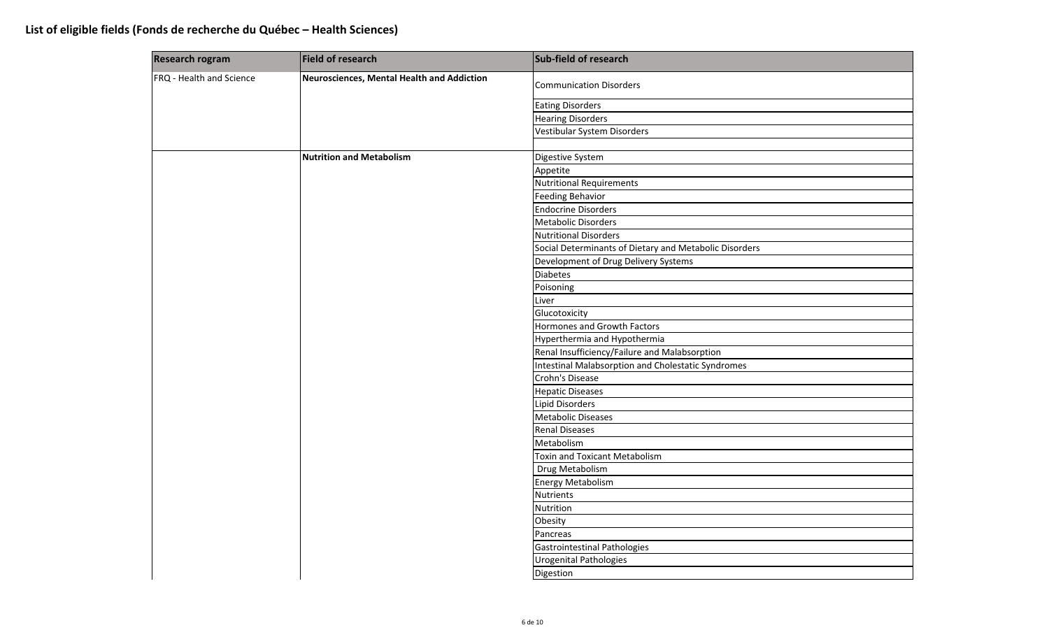## List of eligible fields (Fonds de recherche du Québec – Health Sciences)

| Research rogram | Field of research | Sub-field of research |
|---|---|---|
| FRQ - Health and Science | **Neurosciences, Mental Health and Addiction** | Communication Disorders |
| | | Eating Disorders |
| | | Hearing Disorders |
| | | Vestibular System Disorders |
| | | |
| | **Nutrition and Metabolism** | Digestive System |
| | | Appetite |
| | | Nutritional Requirements |
| | | Feeding Behavior |
| | | Endocrine Disorders |
| | | Metabolic Disorders |
| | | Nutritional Disorders |
| | | Social Determinants of Dietary and Metabolic Disorders |
| | | Development of Drug Delivery Systems |
| | | Diabetes |
| | | Poisoning |
| | | Liver |
| | | Glucotoxicity |
| | | Hormones and Growth Factors |
| | | Hyperthermia and Hypothermia |
| | | Renal Insufficiency/Failure and Malabsorption |
| | | Intestinal Malabsorption and Cholestatic Syndromes |
| | | Crohn's Disease |
| | | Hepatic Diseases |
| | | Lipid Disorders |
| | | Metabolic Diseases |
| | | Renal Diseases |
| | | Metabolism |
| | | Toxin and Toxicant Metabolism |
| | | Drug Metabolism |
| | | Energy Metabolism |
| | | Nutrients |
| | | Nutrition |
| | | Obesity |
| | | Pancreas |
| | | Gastrointestinal Pathologies |
| | | Urogenital Pathologies |
| | | Digestion |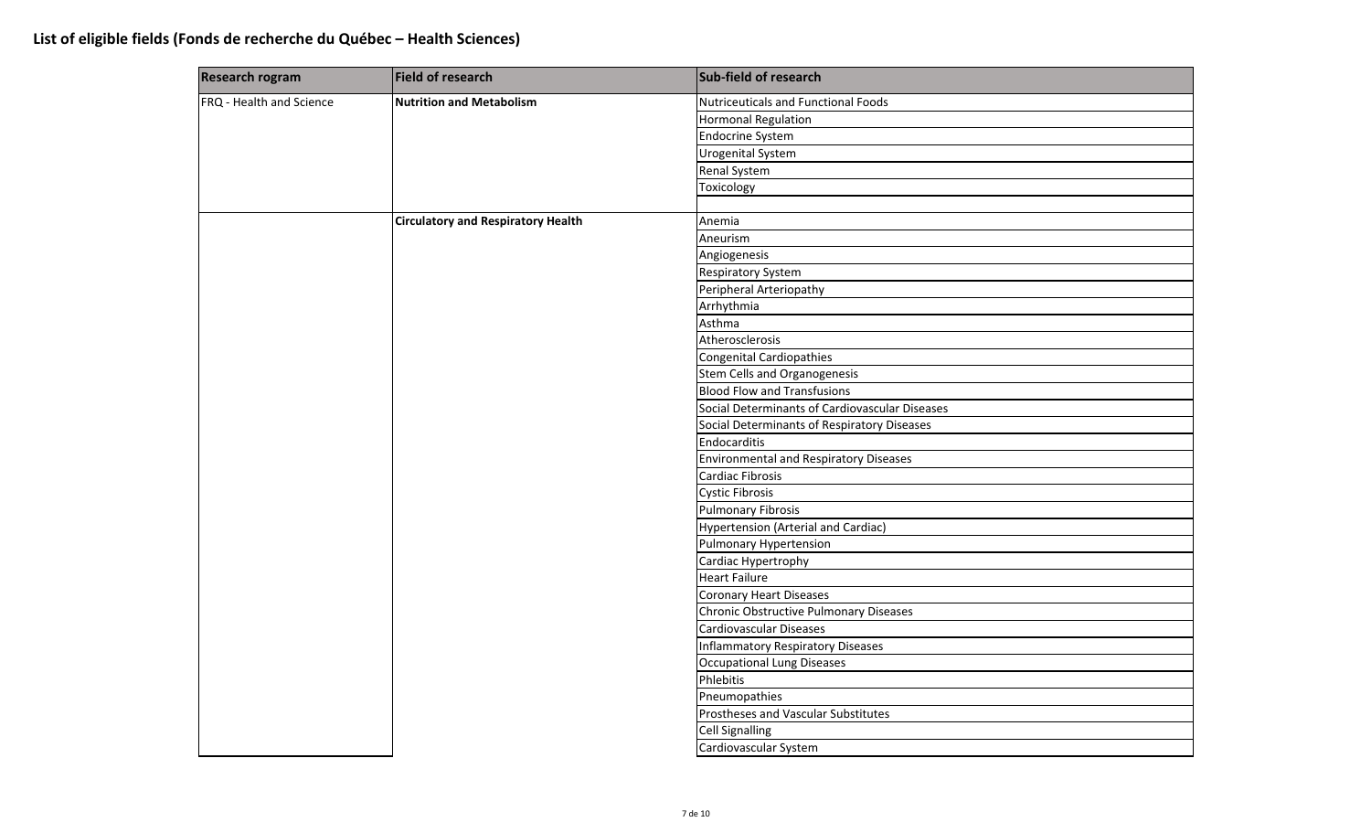## List of eligible fields (Fonds de recherche du Québec – Health Sciences)

| Research rogram | Field of research | Sub-field of research |
| --- | --- | --- |
| FRQ - Health and Science | **Nutrition and Metabolism** | Nutriceuticals and Functional Foods |
| | | Hormonal Regulation |
| | | Endocrine System |
| | | Urogenital System |
| | | Renal System |
| | | Toxicology |
| | | |
| | **Circulatory and Respiratory Health** | Anemia |
| | | Aneurism |
| | | Angiogenesis |
| | | Respiratory System |
| | | Peripheral Arteriopathy |
| | | Arrhythmia |
| | | Asthma |
| | | Atherosclerosis |
| | | Congenital Cardiopathies |
| | | Stem Cells and Organogenesis |
| | | Blood Flow and Transfusions |
| | | Social Determinants of Cardiovascular Diseases |
| | | Social Determinants of Respiratory Diseases |
| | | Endocarditis |
| | | Environmental and Respiratory Diseases |
| | | Cardiac Fibrosis |
| | | Cystic Fibrosis |
| | | Pulmonary Fibrosis |
| | | Hypertension (Arterial and Cardiac) |
| | | Pulmonary Hypertension |
| | | Cardiac Hypertrophy |
| | | Heart Failure |
| | | Coronary Heart Diseases |
| | | Chronic Obstructive Pulmonary Diseases |
| | | Cardiovascular Diseases |
| | | Inflammatory Respiratory Diseases |
| | | Occupational Lung Diseases |
| | | Phlebitis |
| | | Pneumopathies |
| | | Prostheses and Vascular Substitutes |
| | | Cell Signalling |
| | | Cardiovascular System |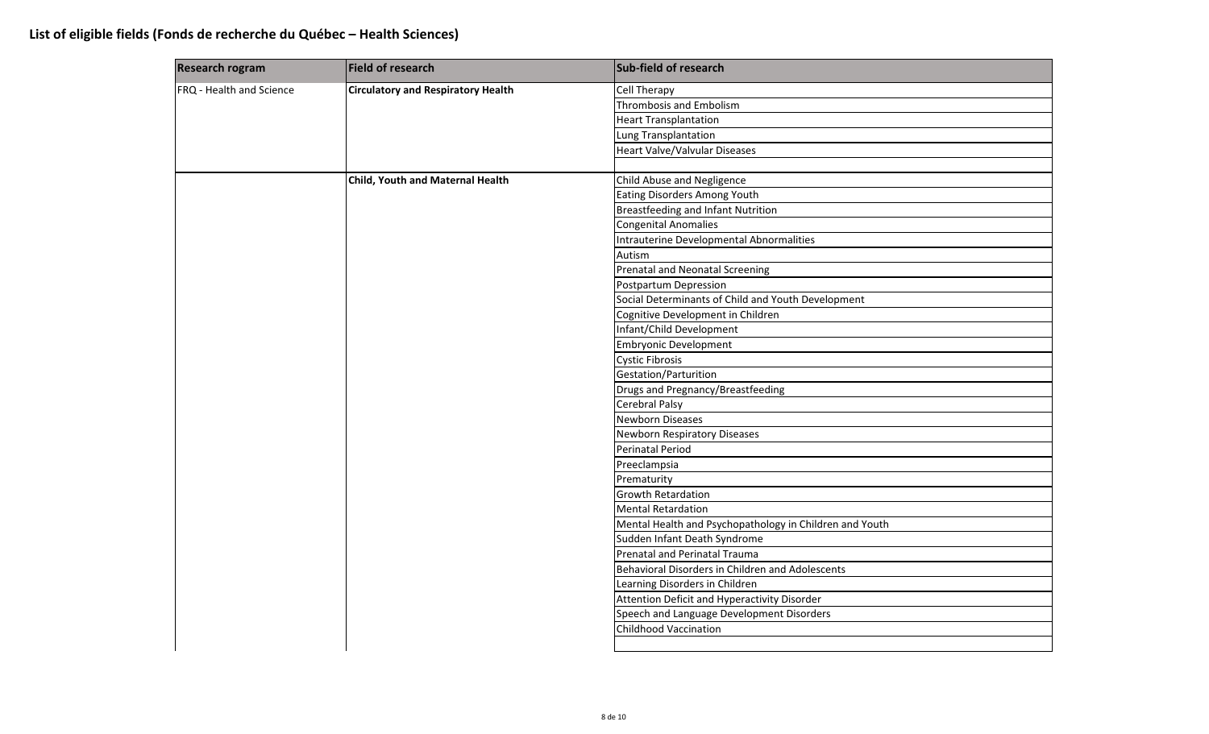## List of eligible fields (Fonds de recherche du Québec – Health Sciences)

| Research rogram | Field of research | Sub-field of research |
|---|---|---|
| FRQ - Health and Science | **Circulatory and Respiratory Health** | Cell Therapy |
| | | Thrombosis and Embolism |
| | | Heart Transplantation |
| | | Lung Transplantation |
| | | Heart Valve/Valvular Diseases |
| | | |
| | **Child, Youth and Maternal Health** | Child Abuse and Negligence |
| | | Eating Disorders Among Youth |
| | | Breastfeeding and Infant Nutrition |
| | | Congenital Anomalies |
| | | Intrauterine Developmental Abnormalities |
| | | Autism |
| | | Prenatal and Neonatal Screening |
| | | Postpartum Depression |
| | | Social Determinants of Child and Youth Development |
| | | Cognitive Development in Children |
| | | Infant/Child Development |
| | | Embryonic Development |
| | | Cystic Fibrosis |
| | | Gestation/Parturition |
| | | Drugs and Pregnancy/Breastfeeding |
| | | Cerebral Palsy |
| | | Newborn Diseases |
| | | Newborn Respiratory Diseases |
| | | Perinatal Period |
| | | Preeclampsia |
| | | Prematurity |
| | | Growth Retardation |
| | | Mental Retardation |
| | | Mental Health and Psychopathology in Children and Youth |
| | | Sudden Infant Death Syndrome |
| | | Prenatal and Perinatal Trauma |
| | | Behavioral Disorders in Children and Adolescents |
| | | Learning Disorders in Children |
| | | Attention Deficit and Hyperactivity Disorder |
| | | Speech and Language Development Disorders |
| | | Childhood Vaccination |
| | | |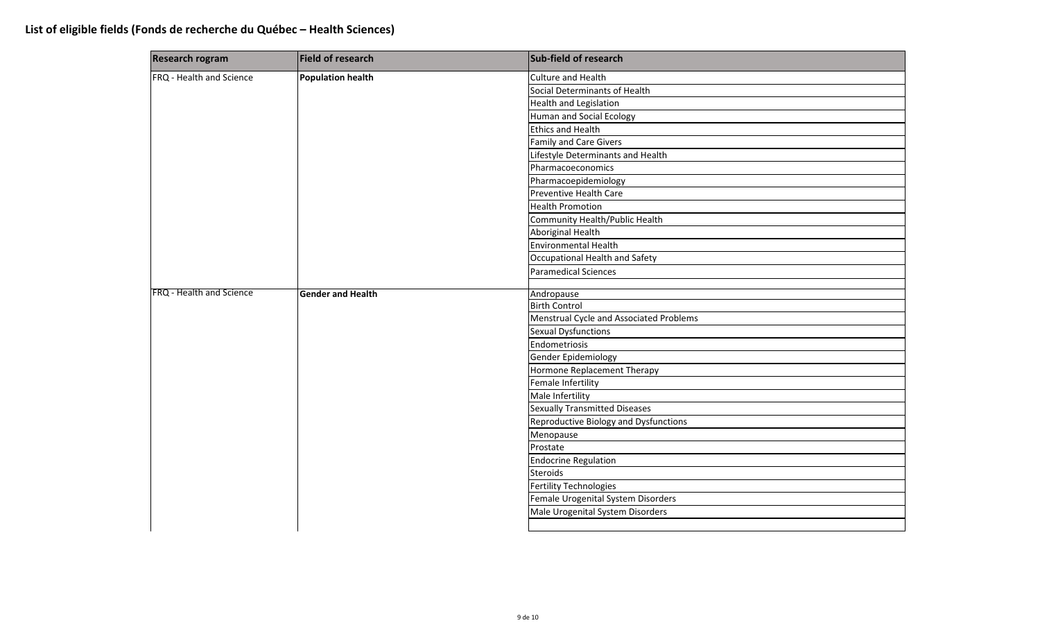## List of eligible fields (Fonds de recherche du Québec – Health Sciences)

| Research rogram | Field of research | Sub-field of research |
|---|---|---|
| FRQ - Health and Science | **Population health** | Culture and Health |
| | | Social Determinants of Health |
| | | Health and Legislation |
| | | Human and Social Ecology |
| | | Ethics and Health |
| | | Family and Care Givers |
| | | Lifestyle Determinants and Health |
| | | Pharmacoeconomics |
| | | Pharmacoepidemiology |
| | | Preventive Health Care |
| | | Health Promotion |
| | | Community Health/Public Health |
| | | Aboriginal Health |
| | | Environmental Health |
| | | Occupational Health and Safety |
| | | Paramedical Sciences |
| | | |
| FRQ - Health and Science | **Gender and Health** | Andropause |
| | | Birth Control |
| | | Menstrual Cycle and Associated Problems |
| | | Sexual Dysfunctions |
| | | Endometriosis |
| | | Gender Epidemiology |
| | | Hormone Replacement Therapy |
| | | Female Infertility |
| | | Male Infertility |
| | | Sexually Transmitted Diseases |
| | | Reproductive Biology and Dysfunctions |
| | | Menopause |
| | | Prostate |
| | | Endocrine Regulation |
| | | Steroids |
| | | Fertility Technologies |
| | | Female Urogenital System Disorders |
| | | Male Urogenital System Disorders |
| | | |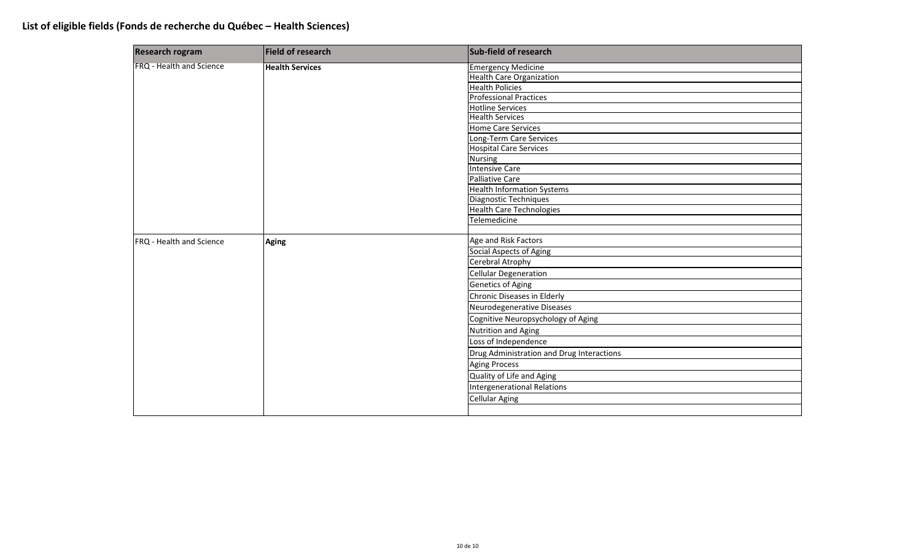## List of eligible fields (Fonds de recherche du Québec – Health Sciences)

| Research rogram | Field of research | Sub-field of research |
|---|---|---|
| FRQ - Health and Science | **Health Services** | Emergency Medicine |
| | | Health Care Organization |
| | | Health Policies |
| | | Professional Practices |
| | | Hotline Services |
| | | Health Services |
| | | Home Care Services |
| | | Long-Term Care Services |
| | | Hospital Care Services |
| | | Nursing |
| | | Intensive Care |
| | | Palliative Care |
| | | Health Information Systems |
| | | Diagnostic Techniques |
| | | Health Care Technologies |
| | | Telemedicine |
| | | |
| FRQ - Health and Science | **Aging** | Age and Risk Factors |
| | | Social Aspects of Aging |
| | | Cerebral Atrophy |
| | | Cellular Degeneration |
| | | Genetics of Aging |
| | | Chronic Diseases in Elderly |
| | | Neurodegenerative Diseases |
| | | Cognitive Neuropsychology of Aging |
| | | Nutrition and Aging |
| | | Loss of Independence |
| | | Drug Administration and Drug Interactions |
| | | Aging Process |
| | | Quality of Life and Aging |
| | | Intergenerational Relations |
| | | Cellular Aging |
| | | |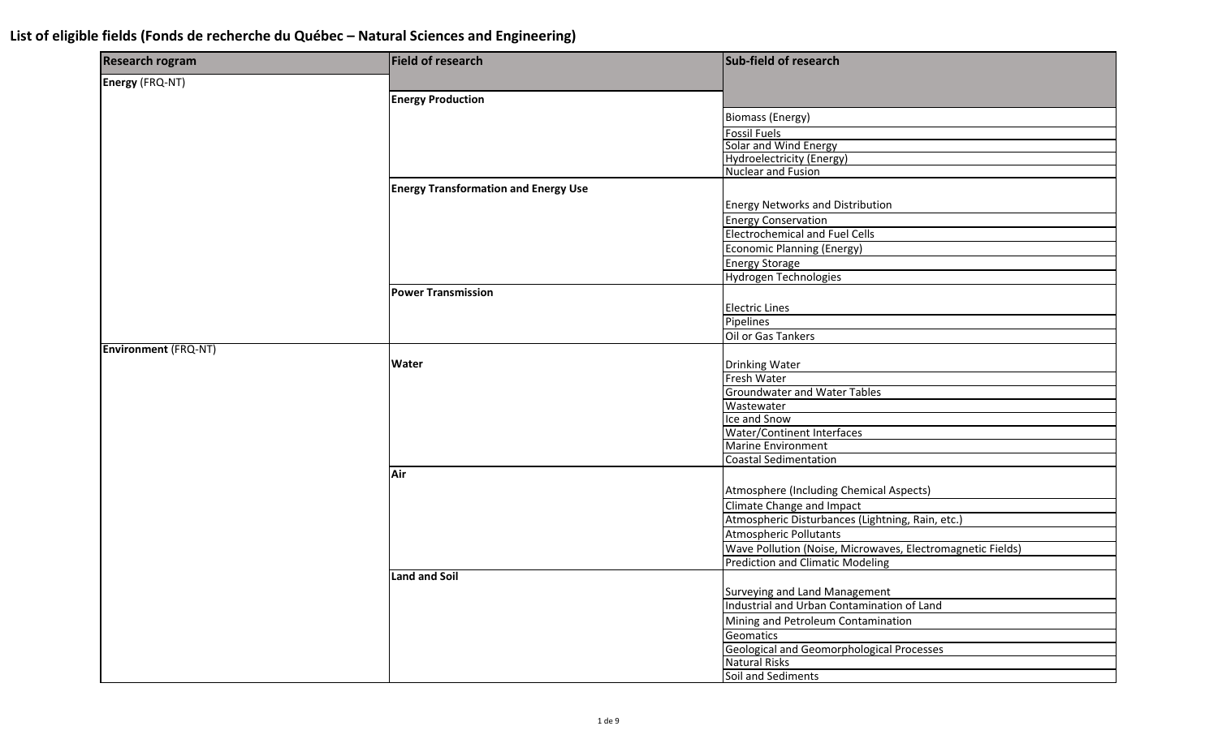## List of eligible fields (Fonds de recherche du Québec – Natural Sciences and Engineering)

| Research rogram | Field of research | Sub-field of research |
|---|---|---|
| **Energy** (FRQ-NT) | | |
| | **Energy Production** | |
| | | Biomass (Energy) |
| | | Fossil Fuels |
| | | Solar and Wind Energy |
| | | Hydroelectricity (Energy) |
| | | Nuclear and Fusion |
| | **Energy Transformation and Energy Use** | |
| | | Energy Networks and Distribution |
| | | Energy Conservation |
| | | Electrochemical and Fuel Cells |
| | | Economic Planning (Energy) |
| | | Energy Storage |
| | | Hydrogen Technologies |
| | **Power Transmission** | |
| | | Electric Lines |
| | | Pipelines |
| | | Oil or Gas Tankers |
| **Environment** (FRQ-NT) | | |
| | **Water** | |
| | | Drinking Water |
| | | Fresh Water |
| | | Groundwater and Water Tables |
| | | Wastewater |
| | | Ice and Snow |
| | | Water/Continent Interfaces |
| | | Marine Environment |
| | | Coastal Sedimentation |
| | **Air** | |
| | | Atmosphere (Including Chemical Aspects) |
| | | Climate Change and Impact |
| | | Atmospheric Disturbances (Lightning, Rain, etc.) |
| | | Atmospheric Pollutants |
| | | Wave Pollution (Noise, Microwaves, Electromagnetic Fields) |
| | | Prediction and Climatic Modeling |
| | **Land and Soil** | |
| | | Surveying and Land Management |
| | | Industrial and Urban Contamination of Land |
| | | Mining and Petroleum Contamination |
| | | Geomatics |
| | | Geological and Geomorphological Processes |
| | | Natural Risks |
| | | Soil and Sediments |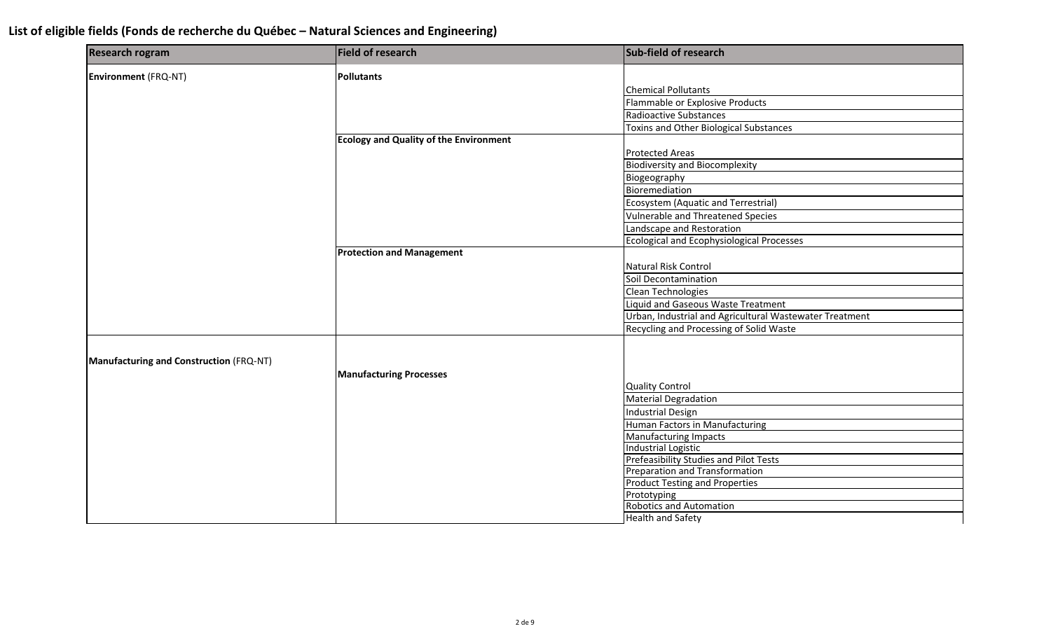## List of eligible fields (Fonds de recherche du Québec – Natural Sciences and Engineering)

| Research rogram | Field of research | Sub-field of research |
|---|---|---|
| **Environment** (FRQ-NT) | **Pollutants** | Chemical Pollutants |
| | | Flammable or Explosive Products |
| | | Radioactive Substances |
| | | Toxins and Other Biological Substances |
| | **Ecology and Quality of the Environment** | Protected Areas |
| | | Biodiversity and Biocomplexity |
| | | Biogeography |
| | | Bioremediation |
| | | Ecosystem (Aquatic and Terrestrial) |
| | | Vulnerable and Threatened Species |
| | | Landscape and Restoration |
| | | Ecological and Ecophysiological Processes |
| | **Protection and Management** | Natural Risk Control |
| | | Soil Decontamination |
| | | Clean Technologies |
| | | Liquid and Gaseous Waste Treatment |
| | | Urban, Industrial and Agricultural Wastewater Treatment |
| | | Recycling and Processing of Solid Waste |
| **Manufacturing and Construction** (FRQ-NT) | **Manufacturing Processes** | Quality Control |
| | | Material Degradation |
| | | Industrial Design |
| | | Human Factors in Manufacturing |
| | | Manufacturing Impacts |
| | | Industrial Logistic |
| | | Prefeasibility Studies and Pilot Tests |
| | | Preparation and Transformation |
| | | Product Testing and Properties |
| | | Prototyping |
| | | Robotics and Automation |
| | | Health and Safety |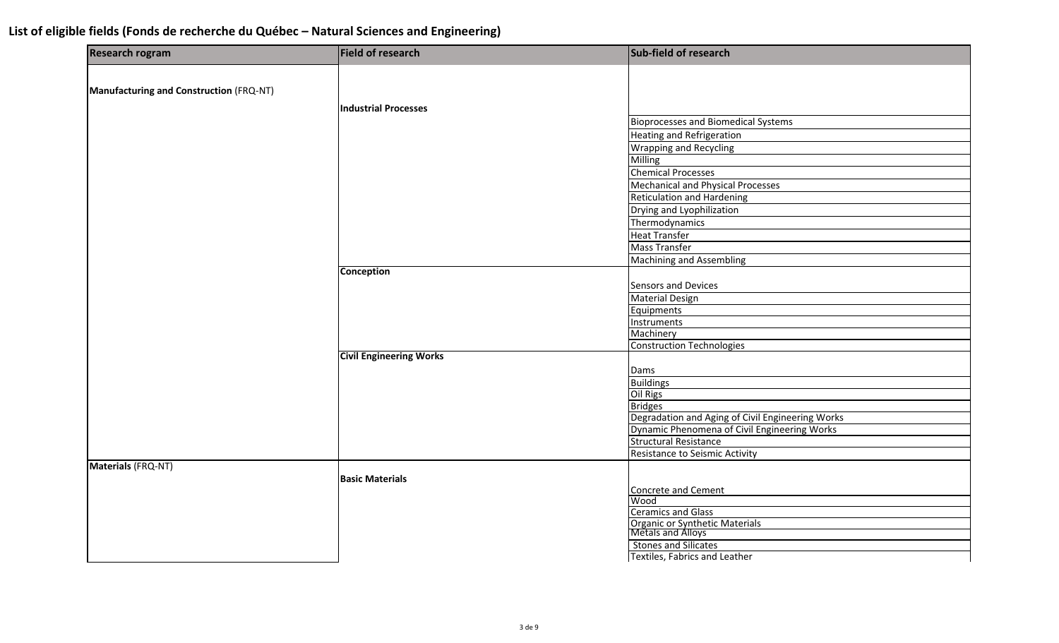## List of eligible fields (Fonds de recherche du Québec – Natural Sciences and Engineering)

| Research rogram | Field of research | Sub-field of research |
|---|---|---|
| **Manufacturing and Construction** (FRQ-NT) | **Industrial Processes** | |
| | | Bioprocesses and Biomedical Systems |
| | | Heating and Refrigeration |
| | | Wrapping and Recycling |
| | | Milling |
| | | Chemical Processes |
| | | Mechanical and Physical Processes |
| | | Reticulation and Hardening |
| | | Drying and Lyophilization |
| | | Thermodynamics |
| | | Heat Transfer |
| | | Mass Transfer |
| | | Machining and Assembling |
| | **Conception** | |
| | | Sensors and Devices |
| | | Material Design |
| | | Equipments |
| | | Instruments |
| | | Machinery |
| | | Construction Technologies |
| | **Civil Engineering Works** | |
| | | Dams |
| | | Buildings |
| | | Oil Rigs |
| | | Bridges |
| | | Degradation and Aging of Civil Engineering Works |
| | | Dynamic Phenomena of Civil Engineering Works |
| | | Structural Resistance |
| | | Resistance to Seismic Activity |
| **Materials** (FRQ-NT) | **Basic Materials** | |
| | | Concrete and Cement |
| | | Wood |
| | | Ceramics and Glass |
| | | Organic or Synthetic Materials |
| | | Metals and Alloys |
| | | Stones and Silicates |
| | | Textiles, Fabrics and Leather |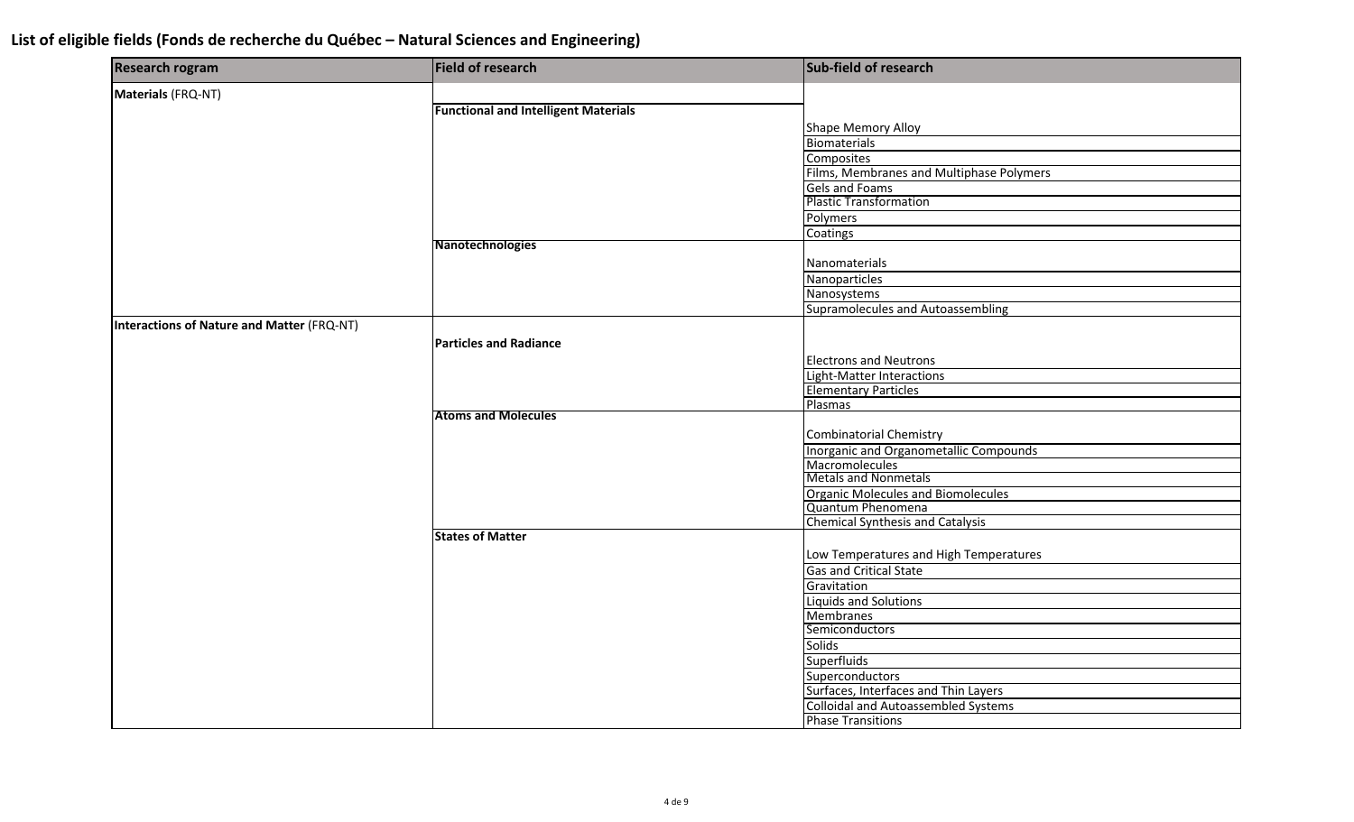## List of eligible fields (Fonds de recherche du Québec – Natural Sciences and Engineering)

| Research rogram | Field of research | Sub-field of research |
| --- | --- | --- |
| **Materials** (FRQ-NT) | | |
| | **Functional and Intelligent Materials** | |
| | | Shape Memory Alloy |
| | | Biomaterials |
| | | Composites |
| | | Films, Membranes and Multiphase Polymers |
| | | Gels and Foams |
| | | Plastic Transformation |
| | | Polymers |
| | | Coatings |
| | **Nanotechnologies** | |
| | | Nanomaterials |
| | | Nanoparticles |
| | | Nanosystems |
| | | Supramolecules and Autoassembling |
| **Interactions of Nature and Matter** (FRQ-NT) | | |
| | **Particles and Radiance** | |
| | | Electrons and Neutrons |
| | | Light-Matter Interactions |
| | | Elementary Particles |
| | | Plasmas |
| | **Atoms and Molecules** | |
| | | Combinatorial Chemistry |
| | | Inorganic and Organometallic Compounds |
| | | Macromolecules |
| | | Metals and Nonmetals |
| | | Organic Molecules and Biomolecules |
| | | Quantum Phenomena |
| | | Chemical Synthesis and Catalysis |
| | **States of Matter** | |
| | | Low Temperatures and High Temperatures |
| | | Gas and Critical State |
| | | Gravitation |
| | | Liquids and Solutions |
| | | Membranes |
| | | Semiconductors |
| | | Solids |
| | | Superfluids |
| | | Superconductors |
| | | Surfaces, Interfaces and Thin Layers |
| | | Colloidal and Autoassembled Systems |
| | | Phase Transitions |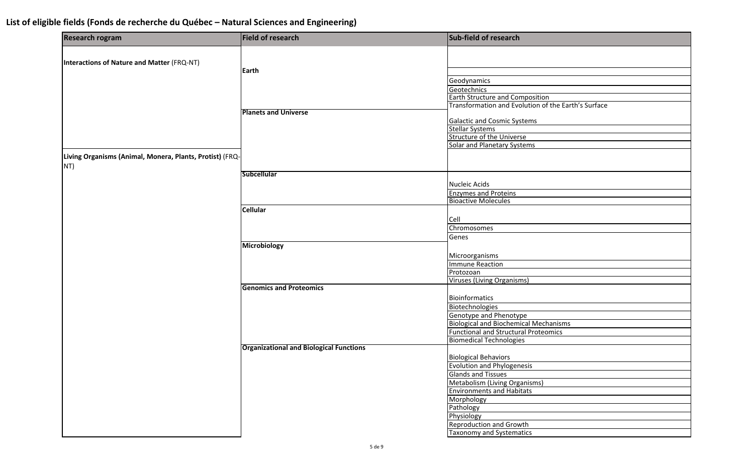**List of eligible fields (Fonds de recherche du Québec – Natural Sciences and Engineering)**

| Research rogram | Field of research | Sub-field of research |
| --- | --- | --- |
| **Interactions of Nature and Matter** (FRQ-NT) | **Earth** | |
| | | Geodynamics |
| | | Geotechnics |
| | | Earth Structure and Composition |
| | | Transformation and Evolution of the Earth's Surface |
| | **Planets and Universe** | Galactic and Cosmic Systems |
| | | Stellar Systems |
| | | Structure of the Universe |
| | | Solar and Planetary Systems |
| **Living Organisms (Animal, Monera, Plants, Protist)** (FRQ-NT) | **Subcellular** | Nucleic Acids |
| | | Enzymes and Proteins |
| | | Bioactive Molecules |
| | **Cellular** | Cell |
| | | Chromosomes |
| | | Genes |
| | **Microbiology** | Microorganisms |
| | | Immune Reaction |
| | | Protozoan |
| | | Viruses (Living Organisms) |
| | **Genomics and Proteomics** | Bioinformatics |
| | | Biotechnologies |
| | | Genotype and Phenotype |
| | | Biological and Biochemical Mechanisms |
| | | Functional and Structural Proteomics |
| | | Biomedical Technologies |
| | **Organizational and Biological Functions** | Biological Behaviors |
| | | Evolution and Phylogenesis |
| | | Glands and Tissues |
| | | Metabolism (Living Organisms) |
| | | Environments and Habitats |
| | | Morphology |
| | | Pathology |
| | | Physiology |
| | | Reproduction and Growth |
| | | Taxonomy and Systematics |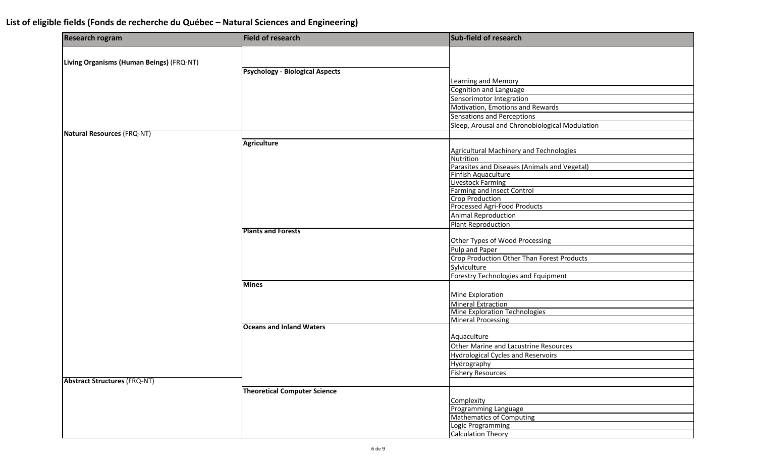**List of eligible fields (Fonds de recherche du Québec – Natural Sciences and Engineering)**

| Research rogram | Field of research | Sub-field of research |
|---|---|---|
| **Living Organisms (Human Beings)** (FRQ-NT) | | |
| | **Psychology - Biological Aspects** | |
| | | Learning and Memory |
| | | Cognition and Language |
| | | Sensorimotor Integration |
| | | Motivation, Emotions and Rewards |
| | | Sensations and Perceptions |
| | | Sleep, Arousal and Chronobiological Modulation |
| **Natural Resources** (FRQ-NT) | | |
| | **Agriculture** | |
| | | Agricultural Machinery and Technologies |
| | | Nutrition |
| | | Parasites and Diseases (Animals and Vegetal) |
| | | Finfish Aquaculture |
| | | Livestock Farming |
| | | Farming and Insect Control |
| | | Crop Production |
| | | Processed Agri-Food Products |
| | | Animal Reproduction |
| | | Plant Reproduction |
| | **Plants and Forests** | |
| | | Other Types of Wood Processing |
| | | Pulp and Paper |
| | | Crop Production Other Than Forest Products |
| | | Sylviculture |
| | | Forestry Technologies and Equipment |
| | **Mines** | |
| | | Mine Exploration |
| | | Mineral Extraction |
| | | Mine Exploration Technologies |
| | | Mineral Processing |
| | **Oceans and Inland Waters** | |
| | | Aquaculture |
| | | Other Marine and Lacustrine Resources |
| | | Hydrological Cycles and Reservoirs |
| | | Hydrography |
| | | Fishery Resources |
| **Abstract Structures** (FRQ-NT) | | |
| | **Theoretical Computer Science** | |
| | | Complexity |
| | | Programming Language |
| | | Mathematics of Computing |
| | | Logic Programming |
| | | Calculation Theory |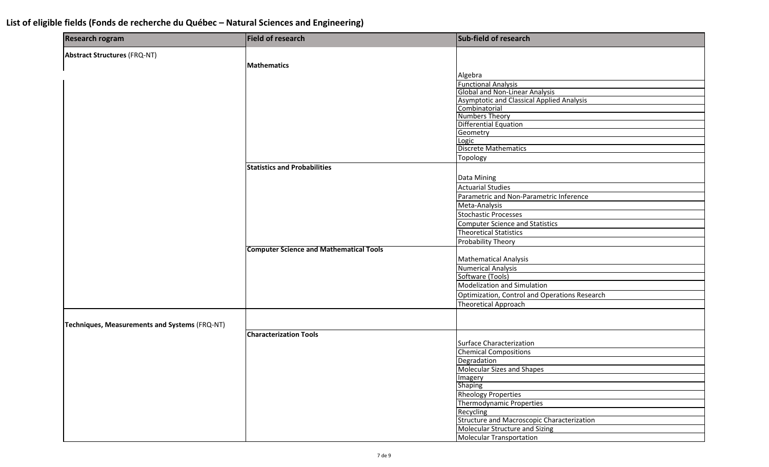**List of eligible fields (Fonds de recherche du Québec – Natural Sciences and Engineering)**

| Research rogram | Field of research | Sub-field of research |
|---|---|---|
| **Abstract Structures** (FRQ-NT) | | |
| | **Mathematics** | |
| | | Algebra |
| | | Functional Analysis |
| | | Global and Non-Linear Analysis |
| | | Asymptotic and Classical Applied Analysis |
| | | Combinatorial |
| | | Numbers Theory |
| | | Differential Equation |
| | | Geometry |
| | | Logic |
| | | Discrete Mathematics |
| | | Topology |
| | **Statistics and Probabilities** | |
| | | Data Mining |
| | | Actuarial Studies |
| | | Parametric and Non-Parametric Inference |
| | | Meta-Analysis |
| | | Stochastic Processes |
| | | Computer Science and Statistics |
| | | Theoretical Statistics |
| | | Probability Theory |
| | **Computer Science and Mathematical Tools** | |
| | | Mathematical Analysis |
| | | Numerical Analysis |
| | | Software (Tools) |
| | | Modelization and Simulation |
| | | Optimization, Control and Operations Research |
| | | Theoretical Approach |
| **Techniques, Measurements and Systems** (FRQ-NT) | | |
| | **Characterization Tools** | |
| | | Surface Characterization |
| | | Chemical Compositions |
| | | Degradation |
| | | Molecular Sizes and Shapes |
| | | Imagery |
| | | Shaping |
| | | Rheology Properties |
| | | Thermodynamic Properties |
| | | Recycling |
| | | Structure and Macroscopic Characterization |
| | | Molecular Structure and Sizing |
| | | Molecular Transportation |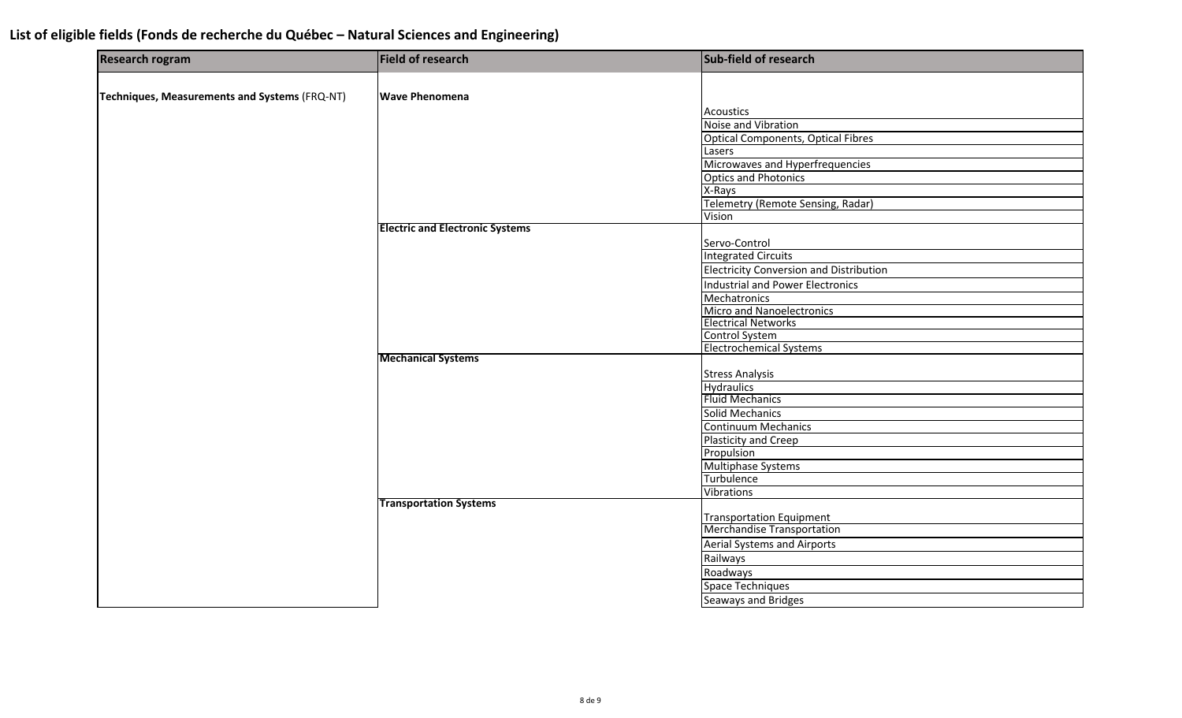**List of eligible fields (Fonds de recherche du Québec – Natural Sciences and Engineering)**

| Research rogram | Field of research | Sub-field of research |
|---|---|---|
| **Techniques, Measurements and Systems** (FRQ-NT) | **Wave Phenomena** | |
| | | Acoustics |
| | | Noise and Vibration |
| | | Optical Components, Optical Fibres |
| | | Lasers |
| | | Microwaves and Hyperfrequencies |
| | | Optics and Photonics |
| | | X-Rays |
| | | Telemetry (Remote Sensing, Radar) |
| | | Vision |
| | **Electric and Electronic Systems** | |
| | | Servo-Control |
| | | Integrated Circuits |
| | | Electricity Conversion and Distribution |
| | | Industrial and Power Electronics |
| | | Mechatronics |
| | | Micro and Nanoelectronics |
| | | Electrical Networks |
| | | Control System |
| | | Electrochemical Systems |
| | **Mechanical Systems** | |
| | | Stress Analysis |
| | | Hydraulics |
| | | Fluid Mechanics |
| | | Solid Mechanics |
| | | Continuum Mechanics |
| | | Plasticity and Creep |
| | | Propulsion |
| | | Multiphase Systems |
| | | Turbulence |
| | | Vibrations |
| | **Transportation Systems** | |
| | | Transportation Equipment |
| | | Merchandise Transportation |
| | | Aerial Systems and Airports |
| | | Railways |
| | | Roadways |
| | | Space Techniques |
| | | Seaways and Bridges |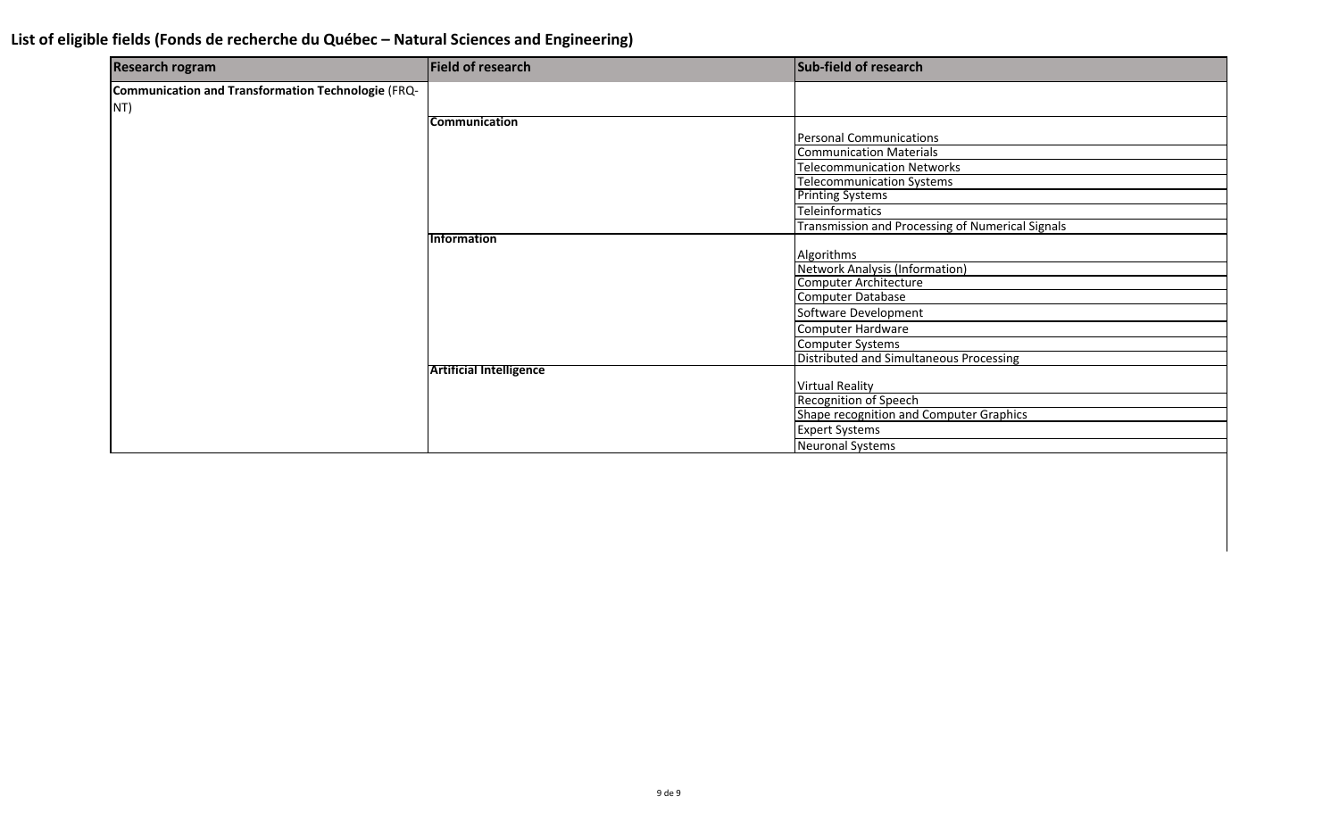# List of eligible fields (Fonds de recherche du Québec – Natural Sciences and Engineering)

| Research rogram | Field of research | Sub-field of research |
|---|---|---|
| **Communication and Transformation Technologie** (FRQ-NT) | | |
| | **Communication** | Personal Communications |
| | | Communication Materials |
| | | Telecommunication Networks |
| | | Telecommunication Systems |
| | | Printing Systems |
| | | Teleinformatics |
| | | Transmission and Processing of Numerical Signals |
| | **Information** | Algorithms |
| | | Network Analysis (Information) |
| | | Computer Architecture |
| | | Computer Database |
| | | Software Development |
| | | Computer Hardware |
| | | Computer Systems |
| | | Distributed and Simultaneous Processing |
| | **Artificial Intelligence** | Virtual Reality |
| | | Recognition of Speech |
| | | Shape recognition and Computer Graphics |
| | | Expert Systems |
| | | Neuronal Systems |